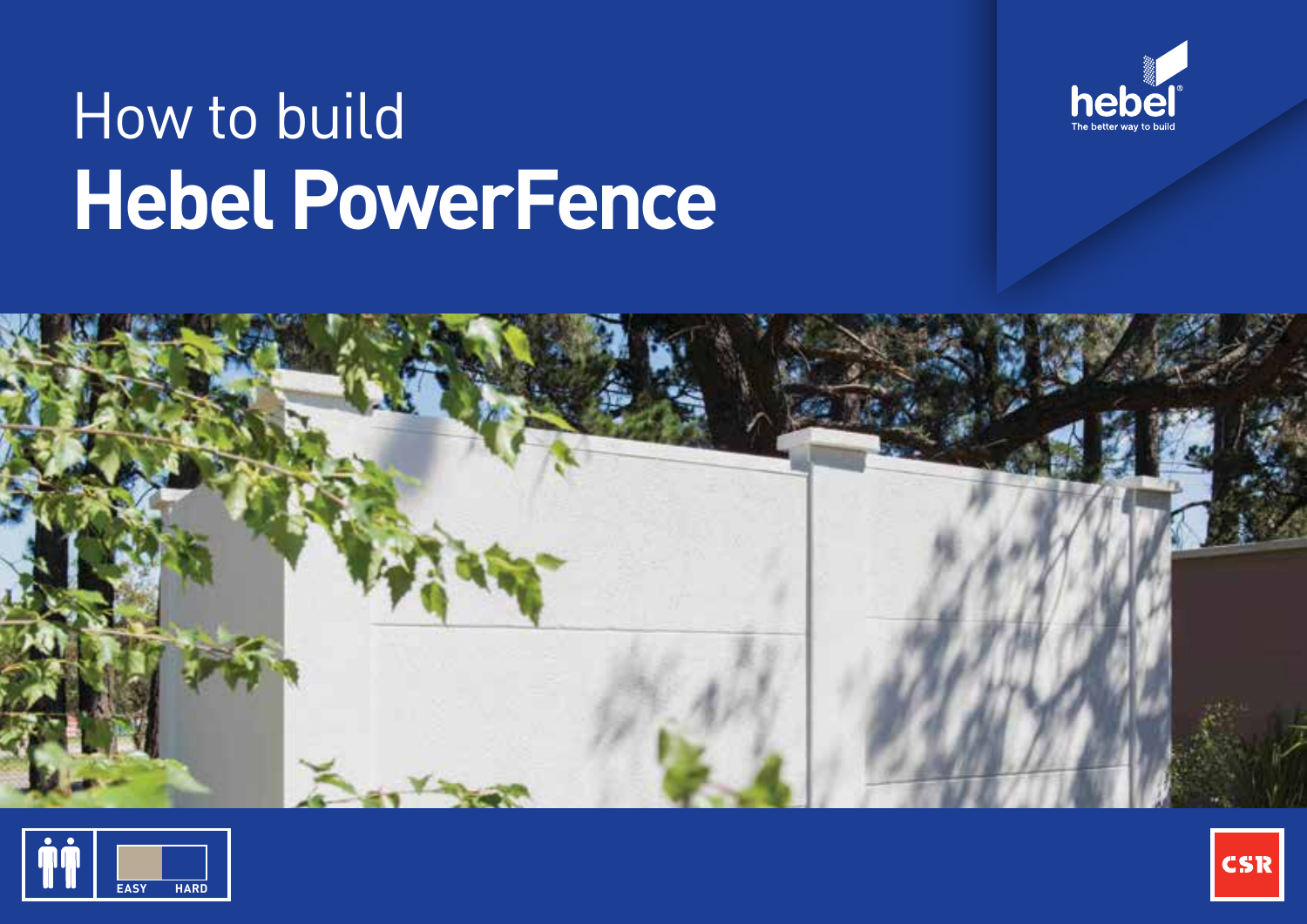# How to build
# Hebel PowerFence

hebel
The better way to build

EASY HARD

CSR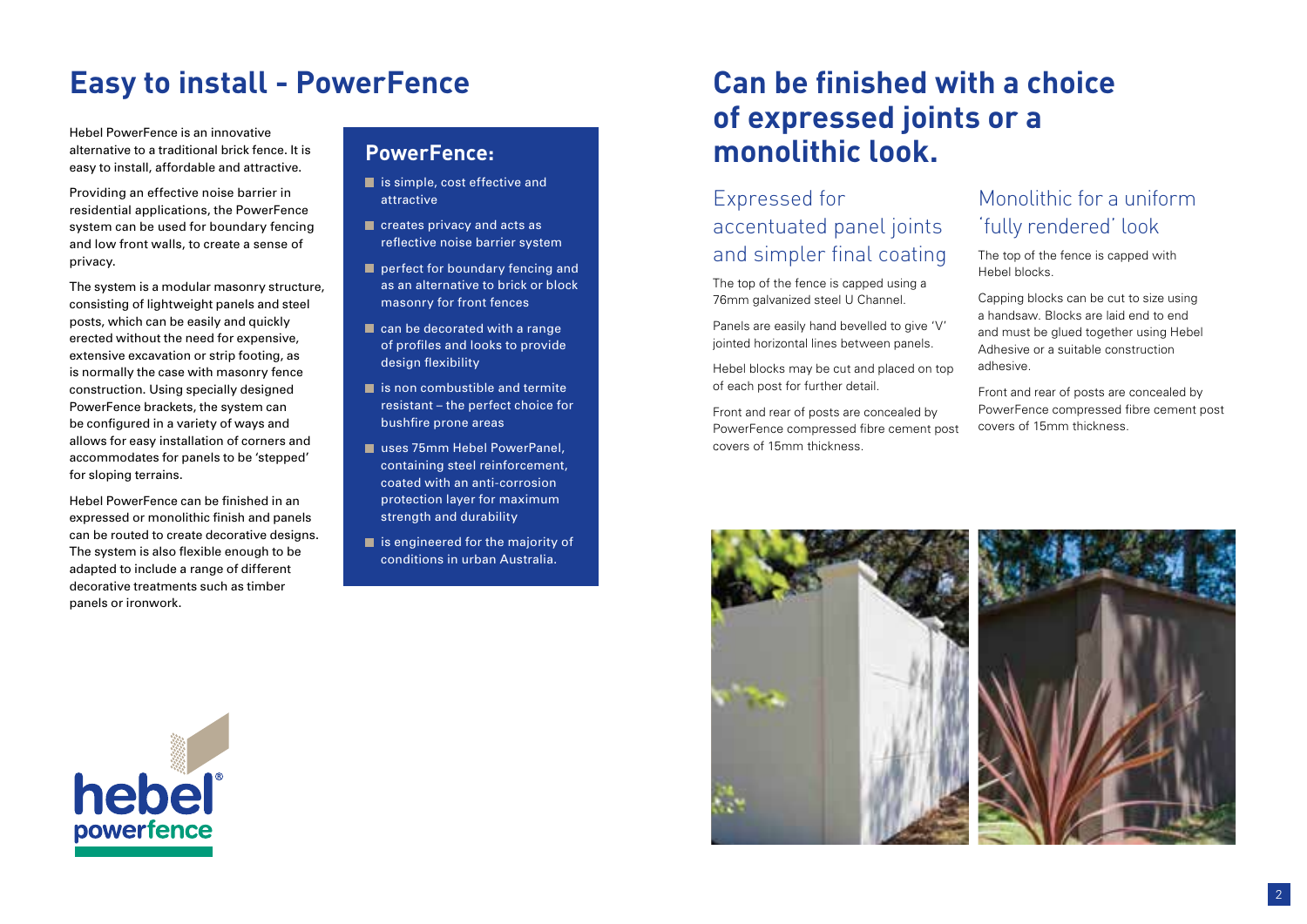# Easy to install - PowerFence

Hebel PowerFence is an innovative alternative to a traditional brick fence. It is easy to install, affordable and attractive.

Providing an effective noise barrier in residential applications, the PowerFence system can be used for boundary fencing and low front walls, to create a sense of privacy.

The system is a modular masonry structure, consisting of lightweight panels and steel posts, which can be easily and quickly erected without the need for expensive, extensive excavation or strip footing, as is normally the case with masonry fence construction. Using specially designed PowerFence brackets, the system can be configured in a variety of ways and allows for easy installation of corners and accommodates for panels to be 'stepped' for sloping terrains.

Hebel PowerFence can be finished in an expressed or monolithic finish and panels can be routed to create decorative designs. The system is also flexible enough to be adapted to include a range of different decorative treatments such as timber panels or ironwork.

## PowerFence:

- is simple, cost effective and attractive
- creates privacy and acts as reflective noise barrier system
- perfect for boundary fencing and as an alternative to brick or block masonry for front fences
- can be decorated with a range of profiles and looks to provide design flexibility
- is non combustible and termite resistant – the perfect choice for bushfire prone areas
- uses 75mm Hebel PowerPanel, containing steel reinforcement, coated with an anti-corrosion protection layer for maximum strength and durability
- is engineered for the majority of conditions in urban Australia.

hebel® powerfence

# Can be finished with a choice of expressed joints or a monolithic look.

## Expressed for accentuated panel joints and simpler final coating

The top of the fence is capped using a 76mm galvanized steel U Channel.

Panels are easily hand bevelled to give 'V' jointed horizontal lines between panels.

Hebel blocks may be cut and placed on top of each post for further detail.

Front and rear of posts are concealed by PowerFence compressed fibre cement post covers of 15mm thickness.

## Monolithic for a uniform 'fully rendered' look

The top of the fence is capped with Hebel blocks.

Capping blocks can be cut to size using a handsaw. Blocks are laid end to end and must be glued together using Hebel Adhesive or a suitable construction adhesive.

Front and rear of posts are concealed by PowerFence compressed fibre cement post covers of 15mm thickness.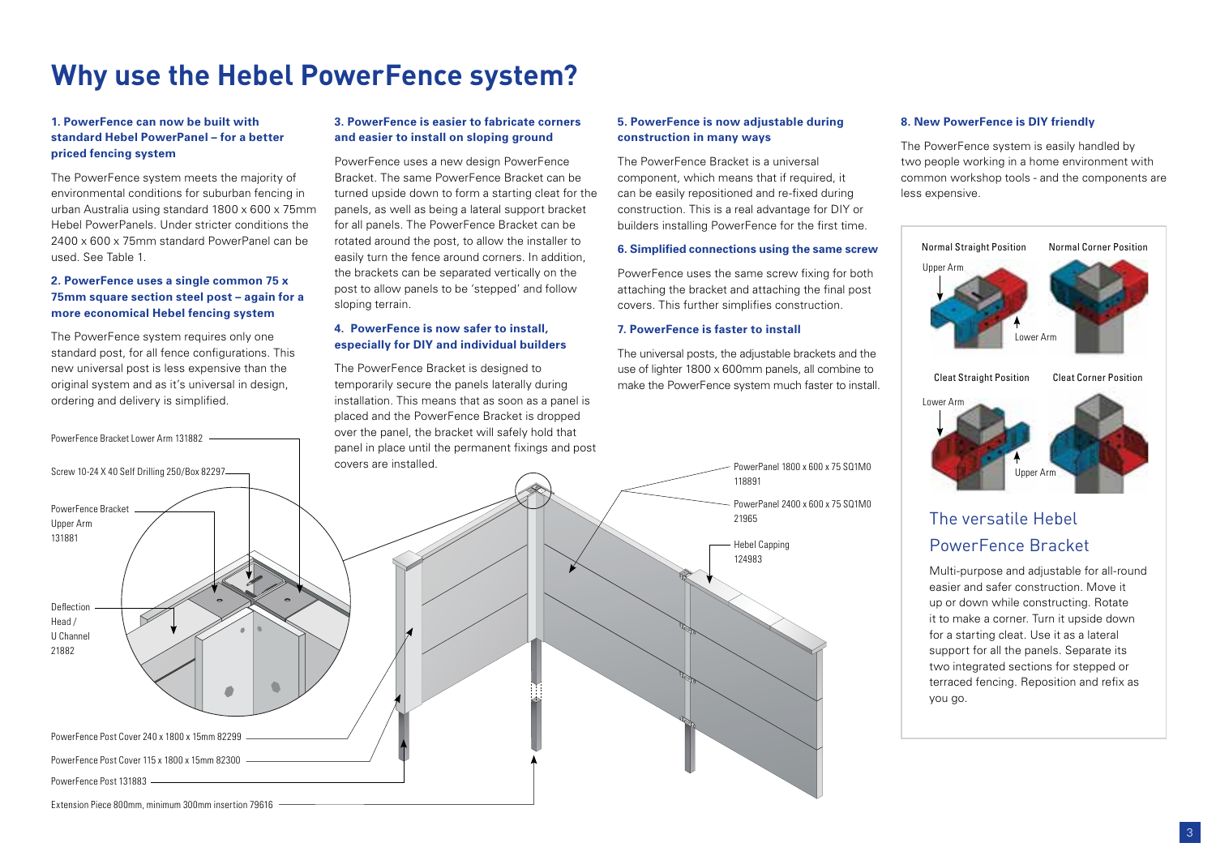# Why use the Hebel PowerFence system?

### 1. PowerFence can now be built with standard Hebel PowerPanel – for a better priced fencing system

The PowerFence system meets the majority of environmental conditions for suburban fencing in urban Australia using standard 1800 x 600 x 75mm Hebel PowerPanels. Under stricter conditions the 2400 x 600 x 75mm standard PowerPanel can be used. See Table 1.

### 2. PowerFence uses a single common 75 x 75mm square section steel post – again for a more economical Hebel fencing system

The PowerFence system requires only one standard post, for all fence configurations. This new universal post is less expensive than the original system and as it's universal in design, ordering and delivery is simplified.

### 3. PowerFence is easier to fabricate corners and easier to install on sloping ground

PowerFence uses a new design PowerFence Bracket. The same PowerFence Bracket can be turned upside down to form a starting cleat for the panels, as well as being a lateral support bracket for all panels. The PowerFence Bracket can be rotated around the post, to allow the installer to easily turn the fence around corners. In addition, the brackets can be separated vertically on the post to allow panels to be 'stepped' and follow sloping terrain.

### 4. PowerFence is now safer to install, especially for DIY and individual builders

The PowerFence Bracket is designed to temporarily secure the panels laterally during installation. This means that as soon as a panel is placed and the PowerFence Bracket is dropped over the panel, the bracket will safely hold that panel in place until the permanent fixings and post covers are installed.

### 5. PowerFence is now adjustable during construction in many ways

The PowerFence Bracket is a universal component, which means that if required, it can be easily repositioned and re-fixed during construction. This is a real advantage for DIY or builders installing PowerFence for the first time.

### 6. Simplified connections using the same screw

PowerFence uses the same screw fixing for both attaching the bracket and attaching the final post covers. This further simplifies construction.

### 7. PowerFence is faster to install

The universal posts, the adjustable brackets and the use of lighter 1800 x 600mm panels, all combine to make the PowerFence system much faster to install.

### 8. New PowerFence is DIY friendly

The PowerFence system is easily handled by two people working in a home environment with common workshop tools - and the components are less expensive.

PowerFence Bracket Lower Arm 131882

Screw 10-24 X 40 Self Drilling 250/Box 82297

PowerFence Bracket Upper Arm 131881

Deflection Head / U Channel 21882

PowerFence Post Cover 240 x 1800 x 15mm 82299

PowerFence Post Cover 115 x 1800 x 15mm 82300

PowerFence Post 131883

Extension Piece 800mm, minimum 300mm insertion 79616

PowerPanel 1800 x 600 x 75 SQ1M0 118891

PowerPanel 2400 x 600 x 75 SQ1M0 21965

Hebel Capping 124983

Normal Straight Position — Normal Corner Position — Upper Arm — Lower Arm

Cleat Straight Position — Cleat Corner Position — Lower Arm — Upper Arm

## The versatile Hebel PowerFence Bracket

Multi-purpose and adjustable for all-round easier and safer construction. Move it up or down while constructing. Rotate it to make a corner. Turn it upside down for a starting cleat. Use it as a lateral support for all the panels. Separate its two integrated sections for stepped or terraced fencing. Reposition and refix as you go.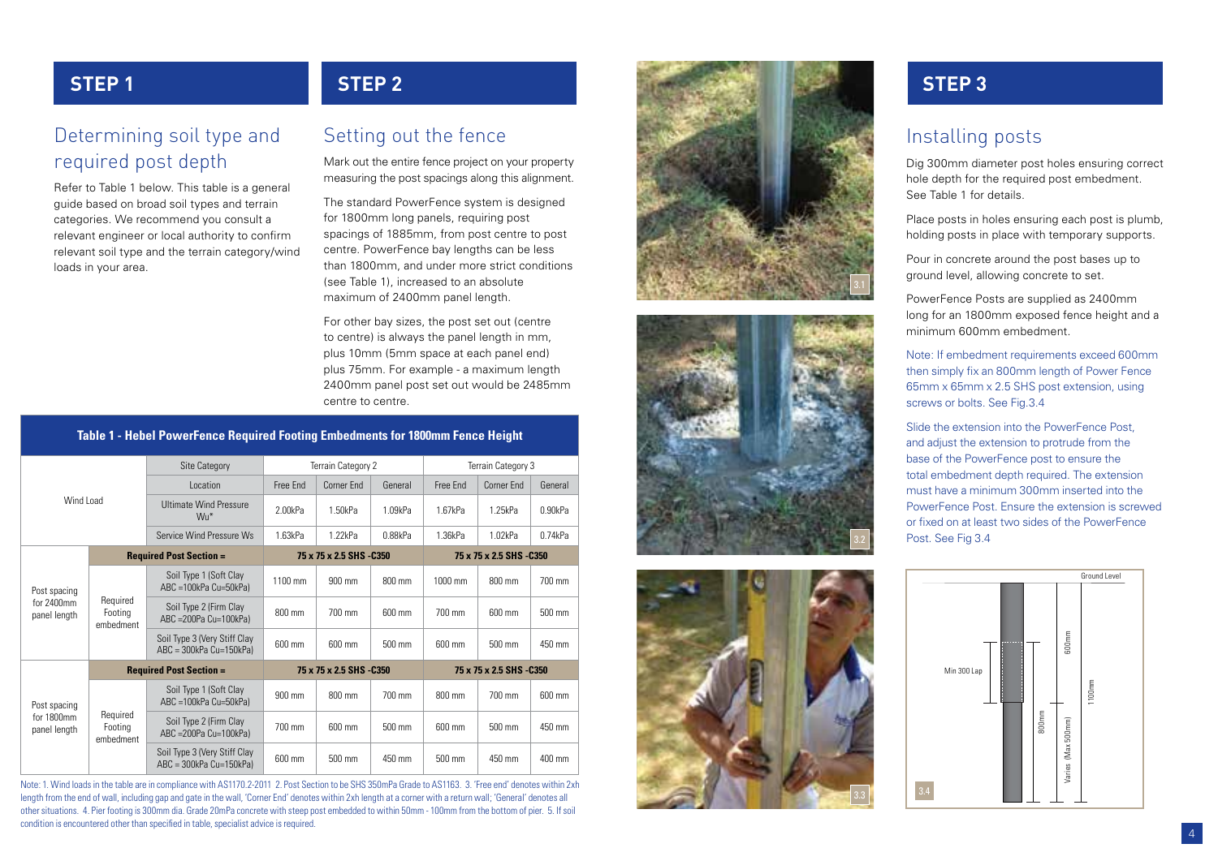## STEP 1

### Determining soil type and required post depth

Refer to Table 1 below. This table is a general guide based on broad soil types and terrain categories. We recommend you consult a relevant engineer or local authority to confirm relevant soil type and the terrain category/wind loads in your area.

## STEP 2

### Setting out the fence

Mark out the entire fence project on your property measuring the post spacings along this alignment.

The standard PowerFence system is designed for 1800mm long panels, requiring post spacings of 1885mm, from post centre to post centre. PowerFence bay lengths can be less than 1800mm, and under more strict conditions (see Table 1), increased to an absolute maximum of 2400mm panel length.

For other bay sizes, the post set out (centre to centre) is always the panel length in mm, plus 10mm (5mm space at each panel end) plus 75mm. For example - a maximum length 2400mm panel post set out would be 2485mm centre to centre.

**Table 1 - Hebel PowerFence Required Footing Embedments for 1800mm Fence Height**

| | | Site Category | Terrain Category 2 | | | Terrain Category 3 | | |
|---|---|---|---|---|---|---|---|---|
| Wind Load | | Location | Free End | Corner End | General | Free End | Corner End | General |
| | | Ultimate Wind Pressure Wu* | 2.00kPa | 1.50kPa | 1.09kPa | 1.67kPa | 1.25kPa | 0.90kPa |
| | | Service Wind Pressure Ws | 1.63kPa | 1.22kPa | 0.88kPa | 1.36kPa | 1.02kPa | 0.74kPa |
| Post spacing for 2400mm panel length | **Required Post Section =** | | **75 x 75 x 2.5 SHS -C350** | | | **75 x 75 x 2.5 SHS -C350** | | |
| | Required Footing embedment | Soil Type 1 (Soft Clay ABC =100kPa Cu=50kPa) | 1100 mm | 900 mm | 800 mm | 1000 mm | 800 mm | 700 mm |
| | | Soil Type 2 (Firm Clay ABC =200Pa Cu=100kPa) | 800 mm | 700 mm | 600 mm | 700 mm | 600 mm | 500 mm |
| | | Soil Type 3 (Very Stiff Clay ABC = 300kPa Cu=150kPa) | 600 mm | 600 mm | 500 mm | 600 mm | 500 mm | 450 mm |
| Post spacing for 1800mm panel length | **Required Post Section =** | | **75 x 75 x 2.5 SHS -C350** | | | **75 x 75 x 2.5 SHS -C350** | | |
| | Required Footing embedment | Soil Type 1 (Soft Clay ABC =100kPa Cu=50kPa) | 900 mm | 800 mm | 700 mm | 800 mm | 700 mm | 600 mm |
| | | Soil Type 2 (Firm Clay ABC =200Pa Cu=100kPa) | 700 mm | 600 mm | 500 mm | 600 mm | 500 mm | 450 mm |
| | | Soil Type 3 (Very Stiff Clay ABC = 300kPa Cu=150kPa) | 600 mm | 500 mm | 450 mm | 500 mm | 450 mm | 400 mm |

Note: 1. Wind loads in the table are in compliance with AS1170.2-2011 2. Post Section to be SHS 350mPa Grade to AS1163. 3. 'Free end' denotes within 2xh length from the end of wall, including gap and gate in the wall, 'Corner End' denotes within 2xh length at a corner with a return wall; 'General' denotes all other situations. 4. Pier footing is 300mm dia. Grade 20mPa concrete with steep post embedded to within 50mm - 100mm from the bottom of pier. 5. If soil condition is encountered other than specified in table, specialist advice is required.

3.1

3.2

3.3

## STEP 3

### Installing posts

Dig 300mm diameter post holes ensuring correct hole depth for the required post embedment. See Table 1 for details.

Place posts in holes ensuring each post is plumb, holding posts in place with temporary supports.

Pour in concrete around the post bases up to ground level, allowing concrete to set.

PowerFence Posts are supplied as 2400mm long for an 1800mm exposed fence height and a minimum 600mm embedment.

Note: If embedment requirements exceed 600mm then simply fix an 800mm length of Power Fence 65mm x 65mm x 2.5 SHS post extension, using screws or bolts. See Fig.3.4

Slide the extension into the PowerFence Post, and adjust the extension to protrude from the base of the PowerFence post to ensure the total embedment depth required. The extension must have a minimum 300mm inserted into the PowerFence Post. Ensure the extension is screwed or fixed on at least two sides of the PowerFence Post. See Fig 3.4

Ground Level

Min 300 Lap

600mm

1100mm

800mm

Varies (Max 500mm)

3.4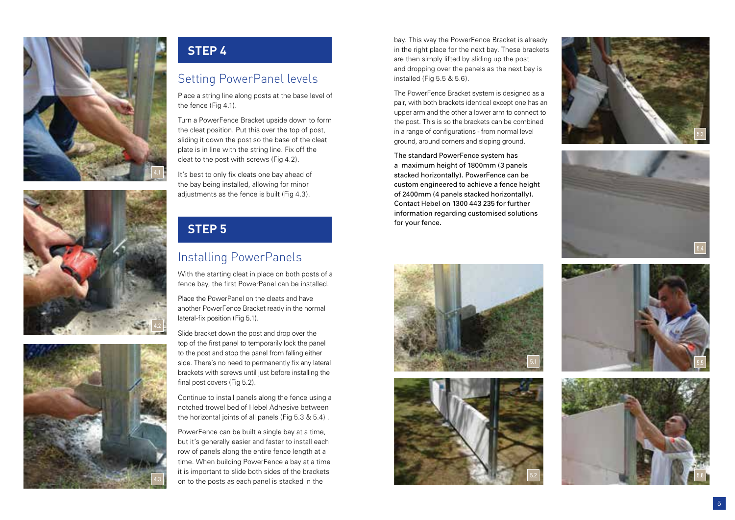## STEP 4

### Setting PowerPanel levels

Place a string line along posts at the base level of the fence (Fig 4.1).

Turn a PowerFence Bracket upside down to form the cleat position. Put this over the top of post, sliding it down the post so the base of the cleat plate is in line with the string line. Fix off the cleat to the post with screws (Fig 4.2).

It's best to only fix cleats one bay ahead of the bay being installed, allowing for minor adjustments as the fence is built (Fig 4.3).

## STEP 5

### Installing PowerPanels

With the starting cleat in place on both posts of a fence bay, the first PowerPanel can be installed.

Place the PowerPanel on the cleats and have another PowerFence Bracket ready in the normal lateral-fix position (Fig 5.1).

Slide bracket down the post and drop over the top of the first panel to temporarily lock the panel to the post and stop the panel from falling either side. There's no need to permanently fix any lateral brackets with screws until just before installing the final post covers (Fig 5.2).

Continue to install panels along the fence using a notched trowel bed of Hebel Adhesive between the horizontal joints of all panels (Fig 5.3 & 5.4) .

PowerFence can be built a single bay at a time, but it's generally easier and faster to install each row of panels along the entire fence length at a time. When building PowerFence a bay at a time it is important to slide both sides of the brackets on to the posts as each panel is stacked in the bay. This way the PowerFence Bracket is already in the right place for the next bay. These brackets are then simply lifted by sliding up the post and dropping over the panels as the next bay is installed (Fig 5.5 & 5.6).

The PowerFence Bracket system is designed as a pair, with both brackets identical except one has an upper arm and the other a lower arm to connect to the post. This is so the brackets can be combined in a range of configurations - from normal level ground, around corners and sloping ground.

The standard PowerFence system has a maximum height of 1800mm (3 panels stacked horizontally). PowerFence can be custom engineered to achieve a fence height of 2400mm (4 panels stacked horizontally). Contact Hebel on 1300 443 235 for further information regarding customised solutions for your fence.

4.1

4.2

4.3

5.1

5.2

5.3

5.4

5.5

5.6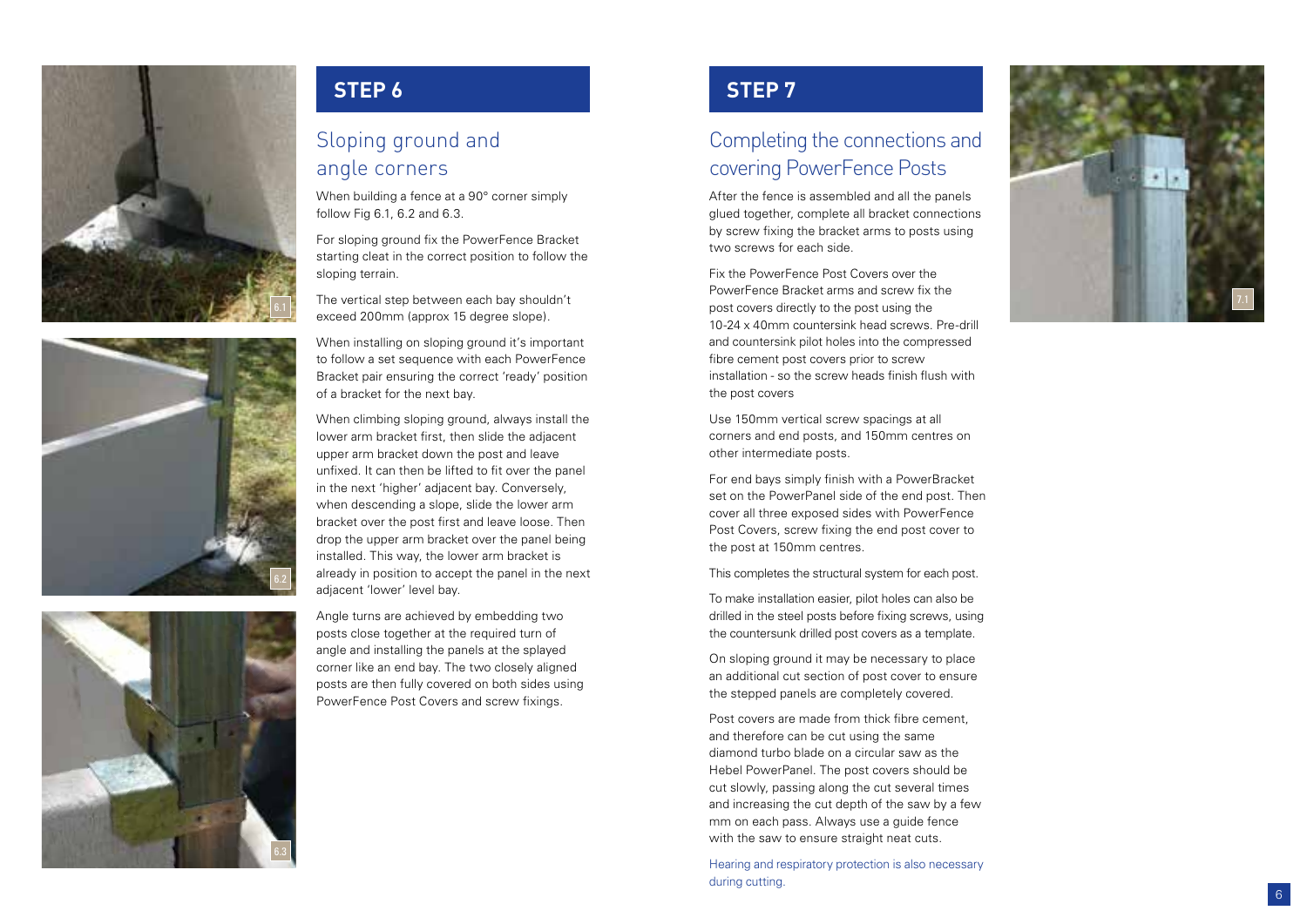## STEP 6

### Sloping ground and angle corners

When building a fence at a 90° corner simply follow Fig 6.1, 6.2 and 6.3.

For sloping ground fix the PowerFence Bracket starting cleat in the correct position to follow the sloping terrain.

The vertical step between each bay shouldn't exceed 200mm (approx 15 degree slope).

When installing on sloping ground it's important to follow a set sequence with each PowerFence Bracket pair ensuring the correct 'ready' position of a bracket for the next bay.

When climbing sloping ground, always install the lower arm bracket first, then slide the adjacent upper arm bracket down the post and leave unfixed. It can then be lifted to fit over the panel in the next 'higher' adjacent bay. Conversely, when descending a slope, slide the lower arm bracket over the post first and leave loose. Then drop the upper arm bracket over the panel being installed. This way, the lower arm bracket is already in position to accept the panel in the next adjacent 'lower' level bay.

Angle turns are achieved by embedding two posts close together at the required turn of angle and installing the panels at the splayed corner like an end bay. The two closely aligned posts are then fully covered on both sides using PowerFence Post Covers and screw fixings.

6.1

6.2

6.3

## STEP 7

### Completing the connections and covering PowerFence Posts

After the fence is assembled and all the panels glued together, complete all bracket connections by screw fixing the bracket arms to posts using two screws for each side.

Fix the PowerFence Post Covers over the PowerFence Bracket arms and screw fix the post covers directly to the post using the 10-24 x 40mm countersink head screws. Pre-drill and countersink pilot holes into the compressed fibre cement post covers prior to screw installation - so the screw heads finish flush with the post covers

Use 150mm vertical screw spacings at all corners and end posts, and 150mm centres on other intermediate posts.

For end bays simply finish with a PowerBracket set on the PowerPanel side of the end post. Then cover all three exposed sides with PowerFence Post Covers, screw fixing the end post cover to the post at 150mm centres.

This completes the structural system for each post.

To make installation easier, pilot holes can also be drilled in the steel posts before fixing screws, using the countersunk drilled post covers as a template.

On sloping ground it may be necessary to place an additional cut section of post cover to ensure the stepped panels are completely covered.

Post covers are made from thick fibre cement, and therefore can be cut using the same diamond turbo blade on a circular saw as the Hebel PowerPanel. The post covers should be cut slowly, passing along the cut several times and increasing the cut depth of the saw by a few mm on each pass. Always use a guide fence with the saw to ensure straight neat cuts.

Hearing and respiratory protection is also necessary during cutting.

7.1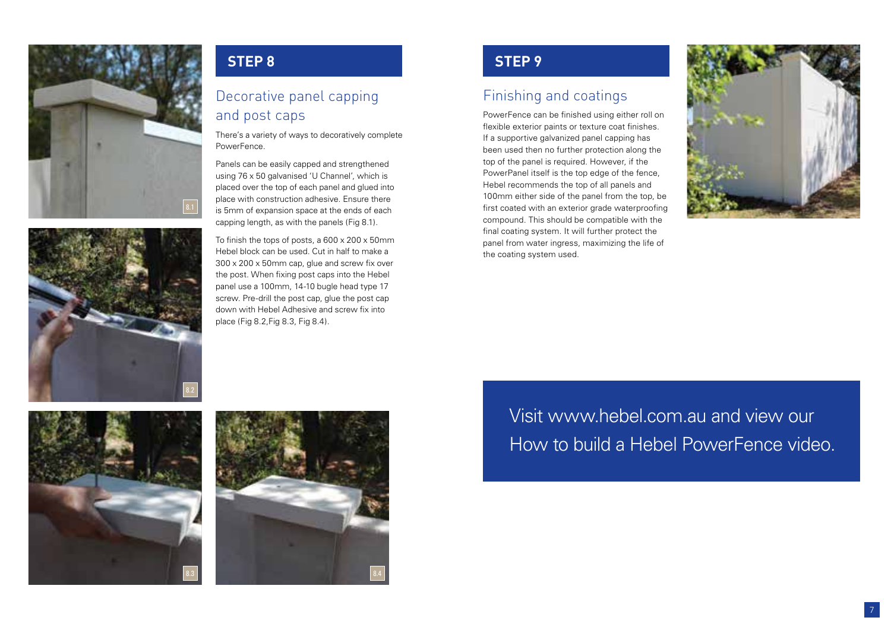## STEP 8

### Decorative panel capping and post caps

There's a variety of ways to decoratively complete PowerFence.

Panels can be easily capped and strengthened using 76 x 50 galvanised 'U Channel', which is placed over the top of each panel and glued into place with construction adhesive. Ensure there is 5mm of expansion space at the ends of each capping length, as with the panels (Fig 8.1).

To finish the tops of posts, a 600 x 200 x 50mm Hebel block can be used. Cut in half to make a 300 x 200 x 50mm cap, glue and screw fix over the post. When fixing post caps into the Hebel panel use a 100mm, 14-10 bugle head type 17 screw. Pre-drill the post cap, glue the post cap down with Hebel Adhesive and screw fix into place (Fig 8.2,Fig 8.3, Fig 8.4).

8.1

8.2

8.3

8.4

## STEP 9

### Finishing and coatings

PowerFence can be finished using either roll on flexible exterior paints or texture coat finishes. If a supportive galvanized panel capping has been used then no further protection along the top of the panel is required. However, if the PowerPanel itself is the top edge of the fence, Hebel recommends the top of all panels and 100mm either side of the panel from the top, be first coated with an exterior grade waterproofing compound. This should be compatible with the final coating system. It will further protect the panel from water ingress, maximizing the life of the coating system used.

Visit www.hebel.com.au and view our How to build a Hebel PowerFence video.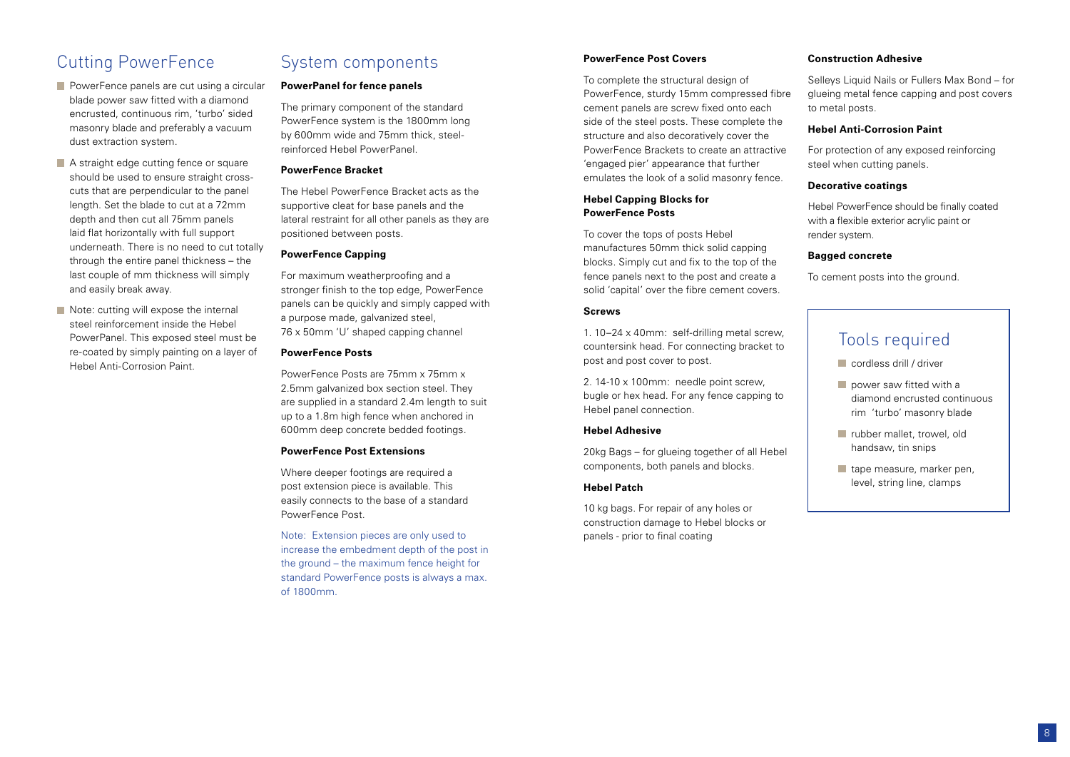## Cutting PowerFence

- PowerFence panels are cut using a circular blade power saw fitted with a diamond encrusted, continuous rim, 'turbo' sided masonry blade and preferably a vacuum dust extraction system.
- A straight edge cutting fence or square should be used to ensure straight cross-cuts that are perpendicular to the panel length. Set the blade to cut at a 72mm depth and then cut all 75mm panels laid flat horizontally with full support underneath. There is no need to cut totally through the entire panel thickness – the last couple of mm thickness will simply and easily break away.
- Note: cutting will expose the internal steel reinforcement inside the Hebel PowerPanel. This exposed steel must be re-coated by simply painting on a layer of Hebel Anti-Corrosion Paint.

## System components

**PowerPanel for fence panels**

The primary component of the standard PowerFence system is the 1800mm long by 600mm wide and 75mm thick, steel-reinforced Hebel PowerPanel.

**PowerFence Bracket**

The Hebel PowerFence Bracket acts as the supportive cleat for base panels and the lateral restraint for all other panels as they are positioned between posts.

**PowerFence Capping**

For maximum weatherproofing and a stronger finish to the top edge, PowerFence panels can be quickly and simply capped with a purpose made, galvanized steel, 76 x 50mm 'U' shaped capping channel

**PowerFence Posts**

PowerFence Posts are 75mm x 75mm x 2.5mm galvanized box section steel. They are supplied in a standard 2.4m length to suit up to a 1.8m high fence when anchored in 600mm deep concrete bedded footings.

**PowerFence Post Extensions**

Where deeper footings are required a post extension piece is available. This easily connects to the base of a standard PowerFence Post.

Note: Extension pieces are only used to increase the embedment depth of the post in the ground – the maximum fence height for standard PowerFence posts is always a max. of 1800mm.

**PowerFence Post Covers**

To complete the structural design of PowerFence, sturdy 15mm compressed fibre cement panels are screw fixed onto each side of the steel posts. These complete the structure and also decoratively cover the PowerFence Brackets to create an attractive 'engaged pier' appearance that further emulates the look of a solid masonry fence.

**Hebel Capping Blocks for PowerFence Posts**

To cover the tops of posts Hebel manufactures 50mm thick solid capping blocks. Simply cut and fix to the top of the fence panels next to the post and create a solid 'capital' over the fibre cement covers.

**Screws**

1. 10–24 x 40mm: self-drilling metal screw, countersink head. For connecting bracket to post and post cover to post.

2. 14-10 x 100mm: needle point screw, bugle or hex head. For any fence capping to Hebel panel connection.

**Hebel Adhesive**

20kg Bags – for glueing together of all Hebel components, both panels and blocks.

**Hebel Patch**

10 kg bags. For repair of any holes or construction damage to Hebel blocks or panels - prior to final coating

**Construction Adhesive**

Selleys Liquid Nails or Fullers Max Bond – for glueing metal fence capping and post covers to metal posts.

**Hebel Anti-Corrosion Paint**

For protection of any exposed reinforcing steel when cutting panels.

**Decorative coatings**

Hebel PowerFence should be finally coated with a flexible exterior acrylic paint or render system.

**Bagged concrete**

To cement posts into the ground.

## Tools required

- cordless drill / driver
- power saw fitted with a diamond encrusted continuous rim 'turbo' masonry blade
- rubber mallet, trowel, old handsaw, tin snips
- tape measure, marker pen, level, string line, clamps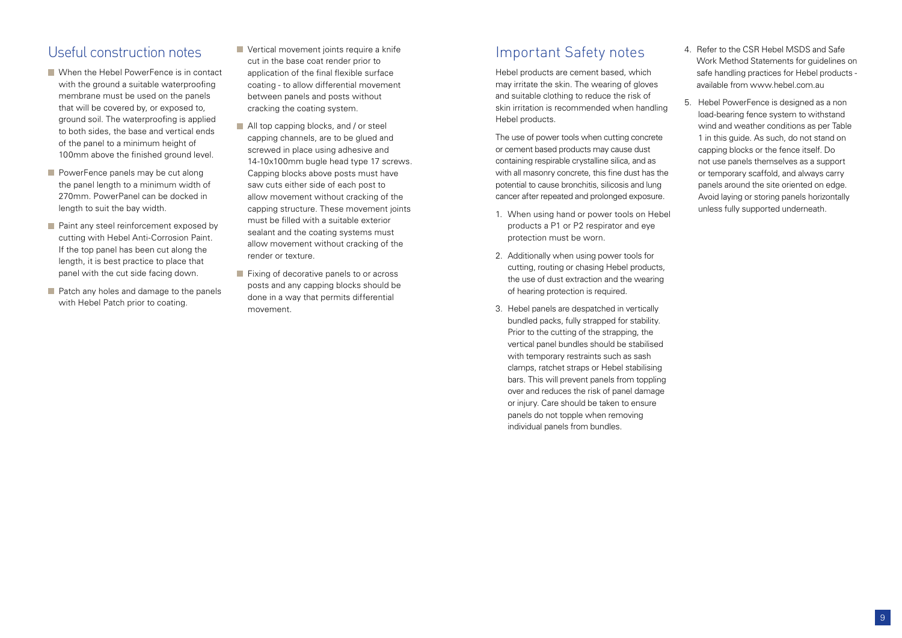## Useful construction notes

- When the Hebel PowerFence is in contact with the ground a suitable waterproofing membrane must be used on the panels that will be covered by, or exposed to, ground soil. The waterproofing is applied to both sides, the base and vertical ends of the panel to a minimum height of 100mm above the finished ground level.
- PowerFence panels may be cut along the panel length to a minimum width of 270mm. PowerPanel can be docked in length to suit the bay width.
- Paint any steel reinforcement exposed by cutting with Hebel Anti-Corrosion Paint. If the top panel has been cut along the length, it is best practice to place that panel with the cut side facing down.
- Patch any holes and damage to the panels with Hebel Patch prior to coating.
- Vertical movement joints require a knife cut in the base coat render prior to application of the final flexible surface coating - to allow differential movement between panels and posts without cracking the coating system.
- All top capping blocks, and / or steel capping channels, are to be glued and screwed in place using adhesive and 14-10x100mm bugle head type 17 screws. Capping blocks above posts must have saw cuts either side of each post to allow movement without cracking of the capping structure. These movement joints must be filled with a suitable exterior sealant and the coating systems must allow movement without cracking of the render or texture.
- Fixing of decorative panels to or across posts and any capping blocks should be done in a way that permits differential movement.

## Important Safety notes

Hebel products are cement based, which may irritate the skin. The wearing of gloves and suitable clothing to reduce the risk of skin irritation is recommended when handling Hebel products.

The use of power tools when cutting concrete or cement based products may cause dust containing respirable crystalline silica, and as with all masonry concrete, this fine dust has the potential to cause bronchitis, silicosis and lung cancer after repeated and prolonged exposure.

1. When using hand or power tools on Hebel products a P1 or P2 respirator and eye protection must be worn.
2. Additionally when using power tools for cutting, routing or chasing Hebel products, the use of dust extraction and the wearing of hearing protection is required.
3. Hebel panels are despatched in vertically bundled packs, fully strapped for stability. Prior to the cutting of the strapping, the vertical panel bundles should be stabilised with temporary restraints such as sash clamps, ratchet straps or Hebel stabilising bars. This will prevent panels from toppling over and reduces the risk of panel damage or injury. Care should be taken to ensure panels do not topple when removing individual panels from bundles.
4. Refer to the CSR Hebel MSDS and Safe Work Method Statements for guidelines on safe handling practices for Hebel products - available from www.hebel.com.au
5. Hebel PowerFence is designed as a non load-bearing fence system to withstand wind and weather conditions as per Table 1 in this guide. As such, do not stand on capping blocks or the fence itself. Do not use panels themselves as a support or temporary scaffold, and always carry panels around the site oriented on edge. Avoid laying or storing panels horizontally unless fully supported underneath.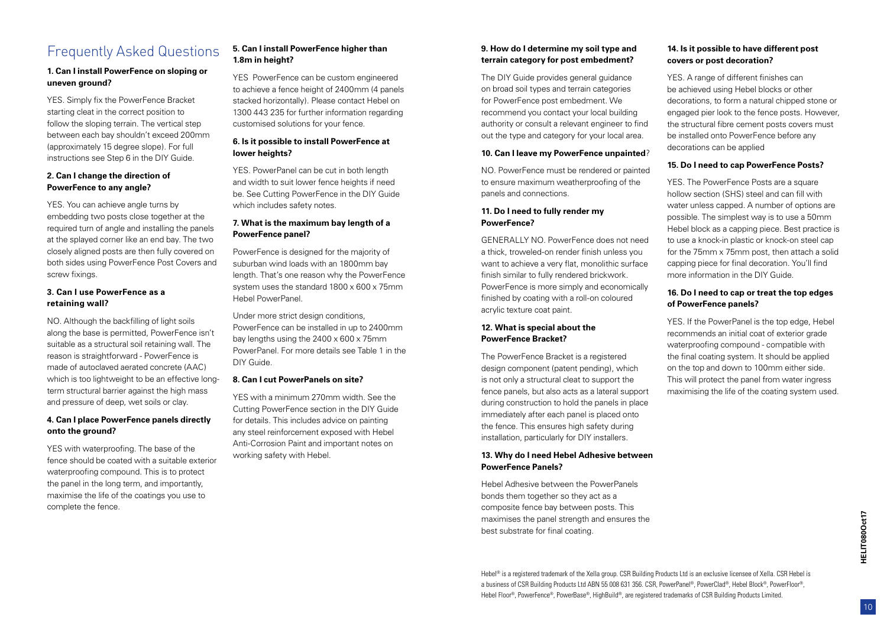# Frequently Asked Questions

### 1. Can I install PowerFence on sloping or uneven ground?

YES. Simply fix the PowerFence Bracket starting cleat in the correct position to follow the sloping terrain. The vertical step between each bay shouldn't exceed 200mm (approximately 15 degree slope). For full instructions see Step 6 in the DIY Guide.

### 2. Can I change the direction of PowerFence to any angle?

YES. You can achieve angle turns by embedding two posts close together at the required turn of angle and installing the panels at the splayed corner like an end bay. The two closely aligned posts are then fully covered on both sides using PowerFence Post Covers and screw fixings.

### 3. Can I use PowerFence as a retaining wall?

NO. Although the backfilling of light soils along the base is permitted, PowerFence isn't suitable as a structural soil retaining wall. The reason is straightforward - PowerFence is made of autoclaved aerated concrete (AAC) which is too lightweight to be an effective long-term structural barrier against the high mass and pressure of deep, wet soils or clay.

### 4. Can I place PowerFence panels directly onto the ground?

YES with waterproofing. The base of the fence should be coated with a suitable exterior waterproofing compound. This is to protect the panel in the long term, and importantly, maximise the life of the coatings you use to complete the fence.

### 5. Can I install PowerFence higher than 1.8m in height?

YES PowerFence can be custom engineered to achieve a fence height of 2400mm (4 panels stacked horizontally). Please contact Hebel on 1300 443 235 for further information regarding customised solutions for your fence.

### 6. Is it possible to install PowerFence at lower heights?

YES. PowerPanel can be cut in both length and width to suit lower fence heights if need be. See Cutting PowerFence in the DIY Guide which includes safety notes.

### 7. What is the maximum bay length of a PowerFence panel?

PowerFence is designed for the majority of suburban wind loads with an 1800mm bay length. That's one reason why the PowerFence system uses the standard 1800 x 600 x 75mm Hebel PowerPanel.

Under more strict design conditions, PowerFence can be installed in up to 2400mm bay lengths using the 2400 x 600 x 75mm PowerPanel. For more details see Table 1 in the DIY Guide.

### 8. Can I cut PowerPanels on site?

YES with a minimum 270mm width. See the Cutting PowerFence section in the DIY Guide for details. This includes advice on painting any steel reinforcement exposed with Hebel Anti-Corrosion Paint and important notes on working safety with Hebel.

### 9. How do I determine my soil type and terrain category for post embedment?

The DIY Guide provides general guidance on broad soil types and terrain categories for PowerFence post embedment. We recommend you contact your local building authority or consult a relevant engineer to find out the type and category for your local area.

### 10. Can I leave my PowerFence unpainted?

NO. PowerFence must be rendered or painted to ensure maximum weatherproofing of the panels and connections.

### 11. Do I need to fully render my PowerFence?

GENERALLY NO. PowerFence does not need a thick, troweled-on render finish unless you want to achieve a very flat, monolithic surface finish similar to fully rendered brickwork. PowerFence is more simply and economically finished by coating with a roll-on coloured acrylic texture coat paint.

### 12. What is special about the PowerFence Bracket?

The PowerFence Bracket is a registered design component (patent pending), which is not only a structural cleat to support the fence panels, but also acts as a lateral support during construction to hold the panels in place immediately after each panel is placed onto the fence. This ensures high safety during installation, particularly for DIY installers.

### 13. Why do I need Hebel Adhesive between PowerFence Panels?

Hebel Adhesive between the PowerPanels bonds them together so they act as a composite fence bay between posts. This maximises the panel strength and ensures the best substrate for final coating.

### 14. Is it possible to have different post covers or post decoration?

YES. A range of different finishes can be achieved using Hebel blocks or other decorations, to form a natural chipped stone or engaged pier look to the fence posts. However, the structural fibre cement posts covers must be installed onto PowerFence before any decorations can be applied

### 15. Do I need to cap PowerFence Posts?

YES. The PowerFence Posts are a square hollow section (SHS) steel and can fill with water unless capped. A number of options are possible. The simplest way is to use a 50mm Hebel block as a capping piece. Best practice is to use a knock-in plastic or knock-on steel cap for the 75mm x 75mm post, then attach a solid capping piece for final decoration. You'll find more information in the DIY Guide.

### 16. Do I need to cap or treat the top edges of PowerFence panels?

YES. If the PowerPanel is the top edge, Hebel recommends an initial coat of exterior grade waterproofing compound - compatible with the final coating system. It should be applied on the top and down to 100mm either side. This will protect the panel from water ingress maximising the life of the coating system used.

Hebel® is a registered trademark of the Xella group. CSR Building Products Ltd is an exclusive licensee of Xella. CSR Hebel is a business of CSR Building Products Ltd ABN 55 008 631 356. CSR, PowerPanel®, PowerClad®, Hebel Block®, PowerFloor®, Hebel Floor®, PowerFence®, PowerBase®, HighBuild®, are registered trademarks of CSR Building Products Limited.

HELIT080Oct17